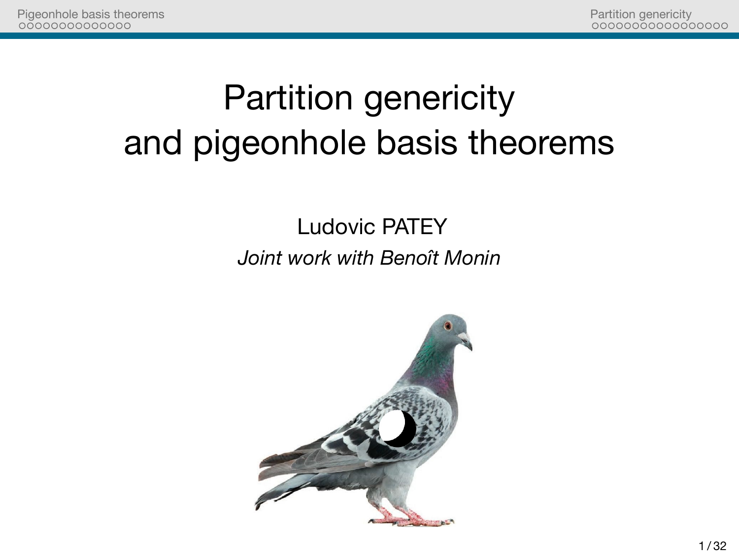# Partition genericity and pigeonhole basis theorems

Ludovic PATEY

*Joint work with Benoît Monin*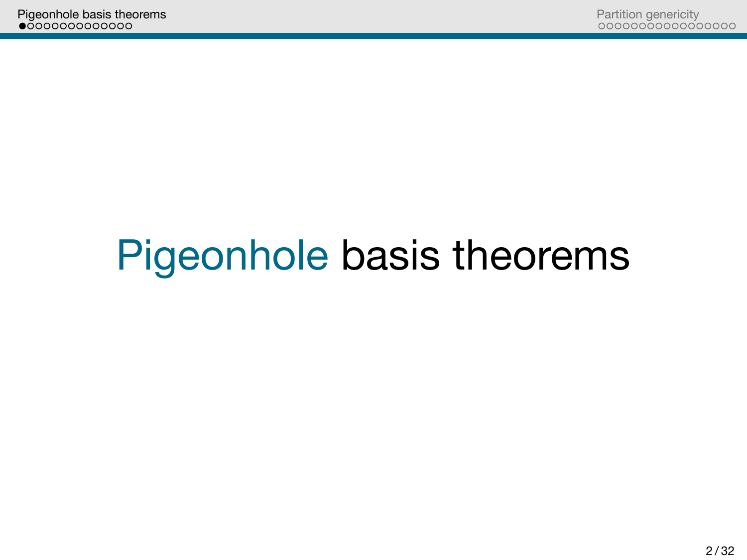# Pigeonhole basis theorems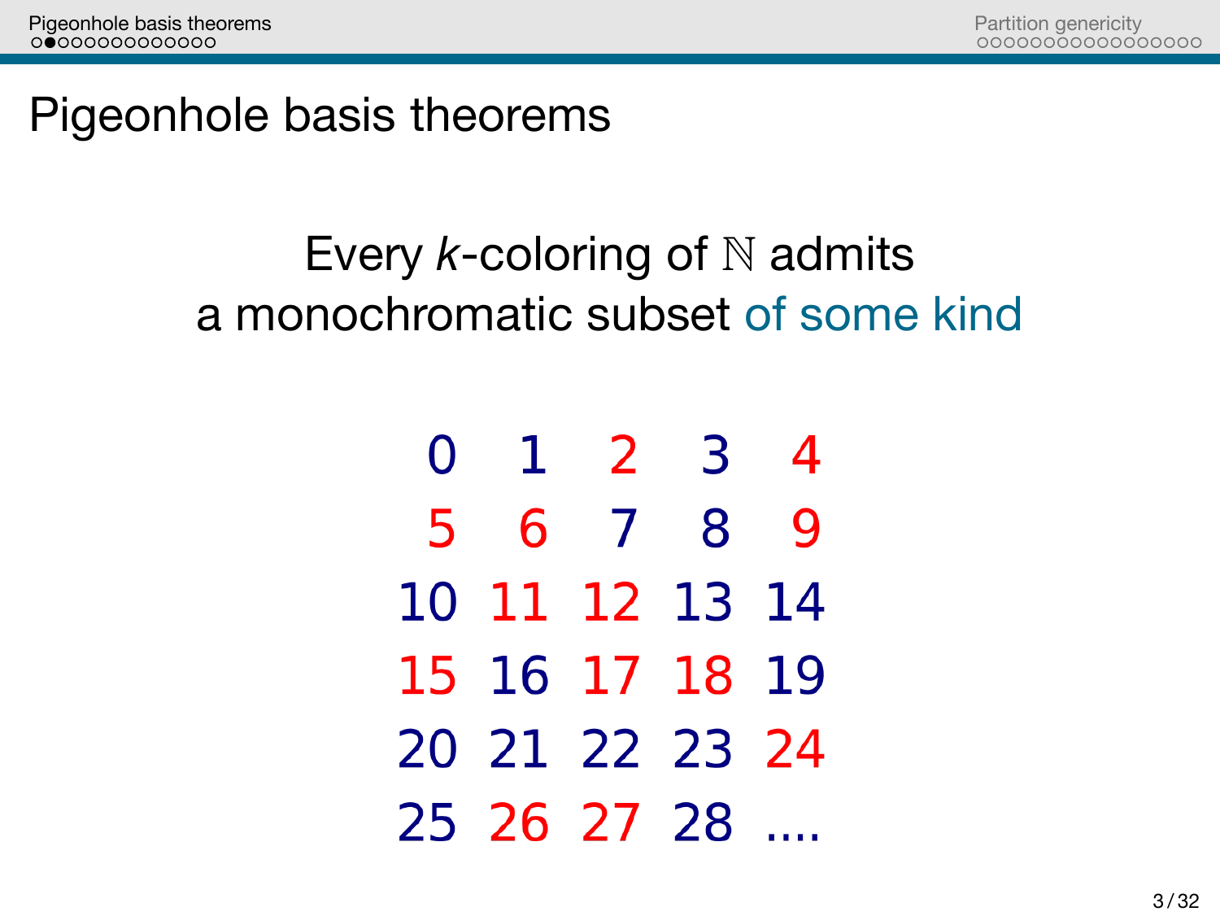# Pigeonhole basis theorems

Every *k*-coloring of $\mathbb{N}$ admits
a monochromatic subset of some kind

| | | | | |
|---|---|---|---|---|
| 0 | 1 | 2 | 3 | 4 |
| 5 | 6 | 7 | 8 | 9 |
| 10 | 11 | 12 | 13 | 14 |
| 15 | 16 | 17 | 18 | 19 |
| 20 | 21 | 22 | 23 | 24 |
| 25 | 26 | 27 | 28 | .... |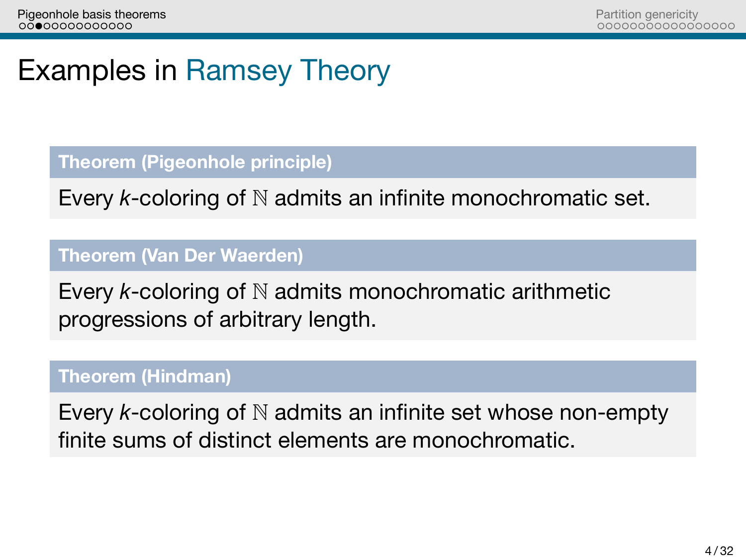# Examples in Ramsey Theory

**Theorem (Pigeonhole principle)**

Every $k$-coloring of $\mathbb{N}$ admits an infinite monochromatic set.

**Theorem (Van Der Waerden)**

Every $k$-coloring of $\mathbb{N}$ admits monochromatic arithmetic progressions of arbitrary length.

**Theorem (Hindman)**

Every $k$-coloring of $\mathbb{N}$ admits an infinite set whose non-empty finite sums of distinct elements are monochromatic.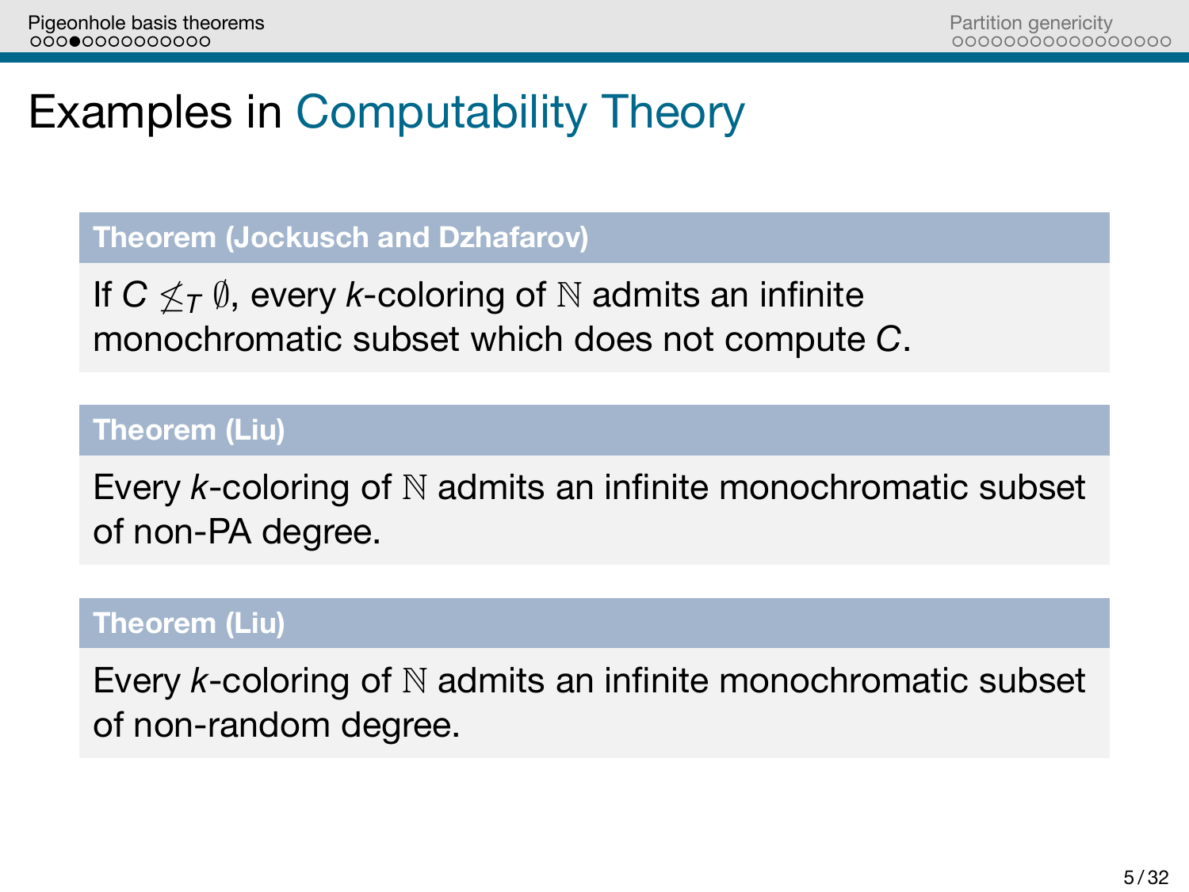# Examples in Computability Theory

**Theorem (Jockusch and Dzhafarov)**

If $C \not\leq_T \emptyset$, every $k$-coloring of $\mathbb{N}$ admits an infinite monochromatic subset which does not compute $C$.

**Theorem (Liu)**

Every $k$-coloring of $\mathbb{N}$ admits an infinite monochromatic subset of non-PA degree.

**Theorem (Liu)**

Every $k$-coloring of $\mathbb{N}$ admits an infinite monochromatic subset of non-random degree.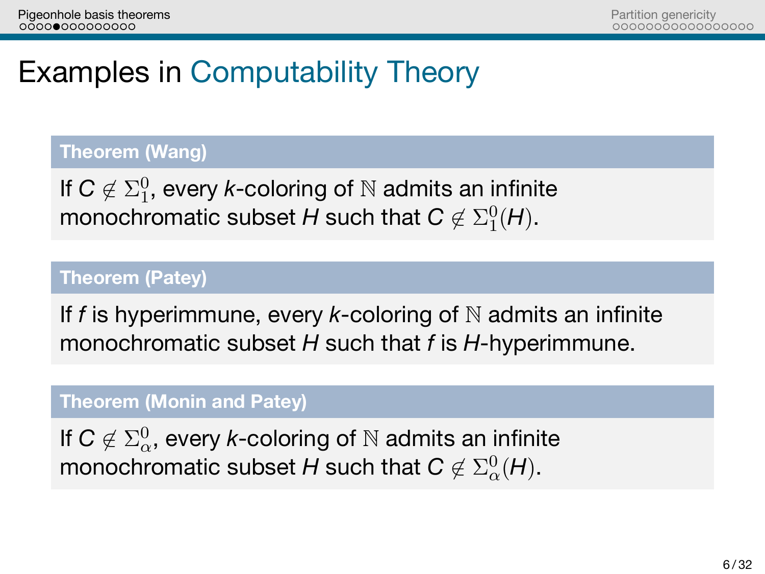# Examples in Computability Theory

**Theorem (Wang)**

If $C \notin \Sigma^0_1$, every $k$-coloring of $\mathbb{N}$ admits an infinite monochromatic subset $H$ such that $C \notin \Sigma^0_1(H)$.

**Theorem (Patey)**

If $f$ is hyperimmune, every $k$-coloring of $\mathbb{N}$ admits an infinite monochromatic subset $H$ such that $f$ is $H$-hyperimmune.

**Theorem (Monin and Patey)**

If $C \notin \Sigma^0_\alpha$, every $k$-coloring of $\mathbb{N}$ admits an infinite monochromatic subset $H$ such that $C \notin \Sigma^0_\alpha(H)$.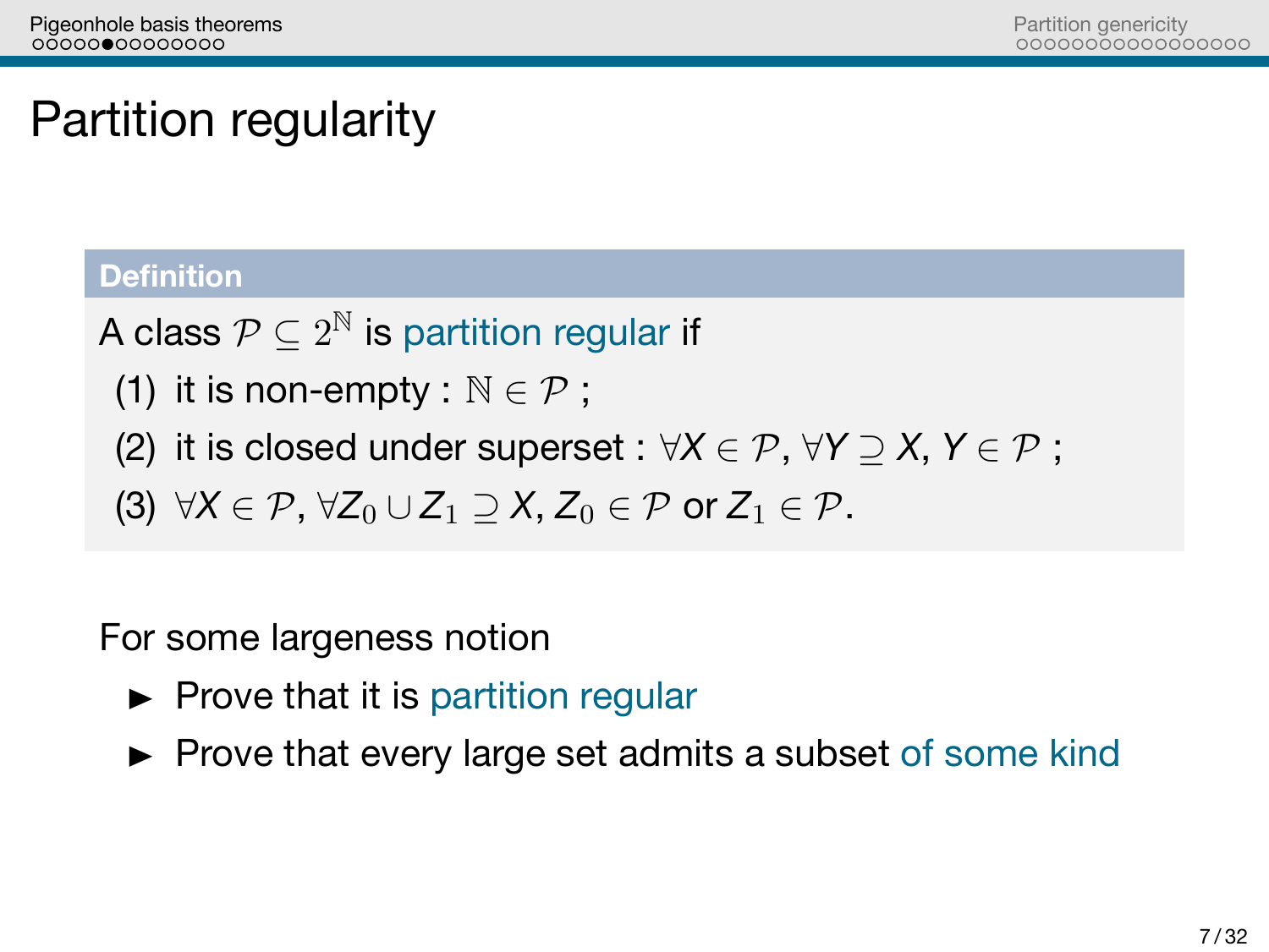# Partition regularity

**Definition**

A class $\mathcal{P} \subseteq 2^{\mathbb{N}}$ is partition regular if

1. it is non-empty : $\mathbb{N} \in \mathcal{P}$ ;
2. it is closed under superset : $\forall X \in \mathcal{P}, \forall Y \supseteq X, Y \in \mathcal{P}$ ;
3. $\forall X \in \mathcal{P}, \forall Z_0 \cup Z_1 \supseteq X, Z_0 \in \mathcal{P}$ or $Z_1 \in \mathcal{P}$.

For some largeness notion

- Prove that it is partition regular
- Prove that every large set admits a subset of some kind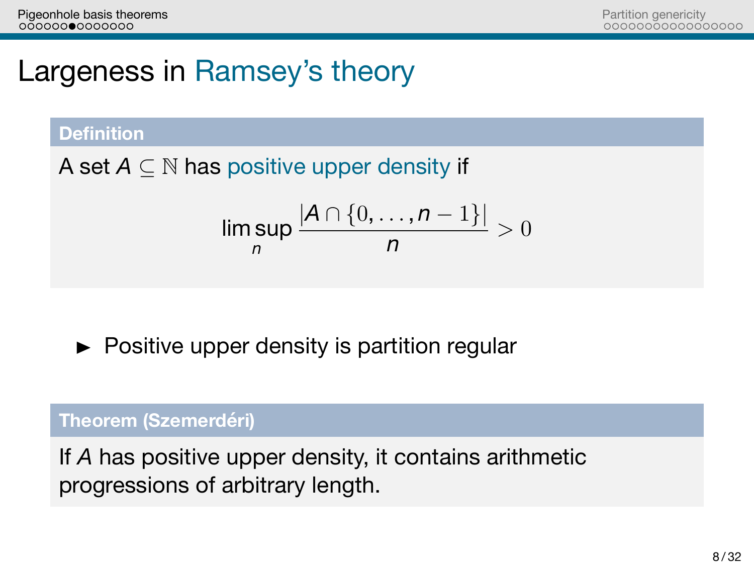# Largeness in Ramsey's theory

**Definition**

A set $A \subseteq \mathbb{N}$ has positive upper density if

$$\limsup_n \frac{|A \cap \{0, \dots, n-1\}|}{n} > 0$$

- Positive upper density is partition regular

**Theorem (Szemerdéri)**

If $A$ has positive upper density, it contains arithmetic progressions of arbitrary length.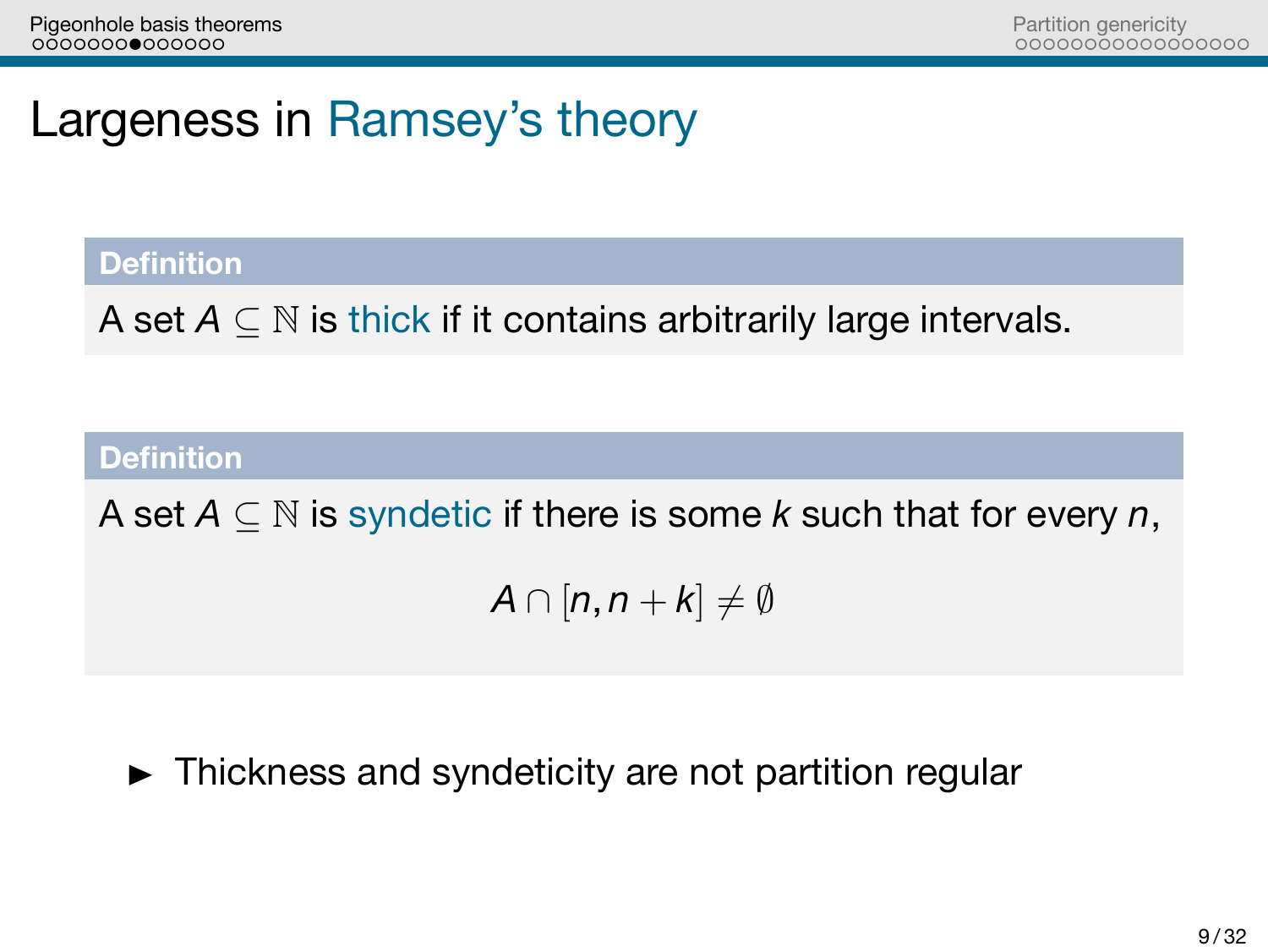# Largeness in Ramsey's theory

**Definition**

A set $A \subseteq \mathbb{N}$ is thick if it contains arbitrarily large intervals.

**Definition**

A set $A \subseteq \mathbb{N}$ is syndetic if there is some $k$ such that for every $n$,

$$A \cap [n, n+k] \neq \emptyset$$

- Thickness and syndeticity are not partition regular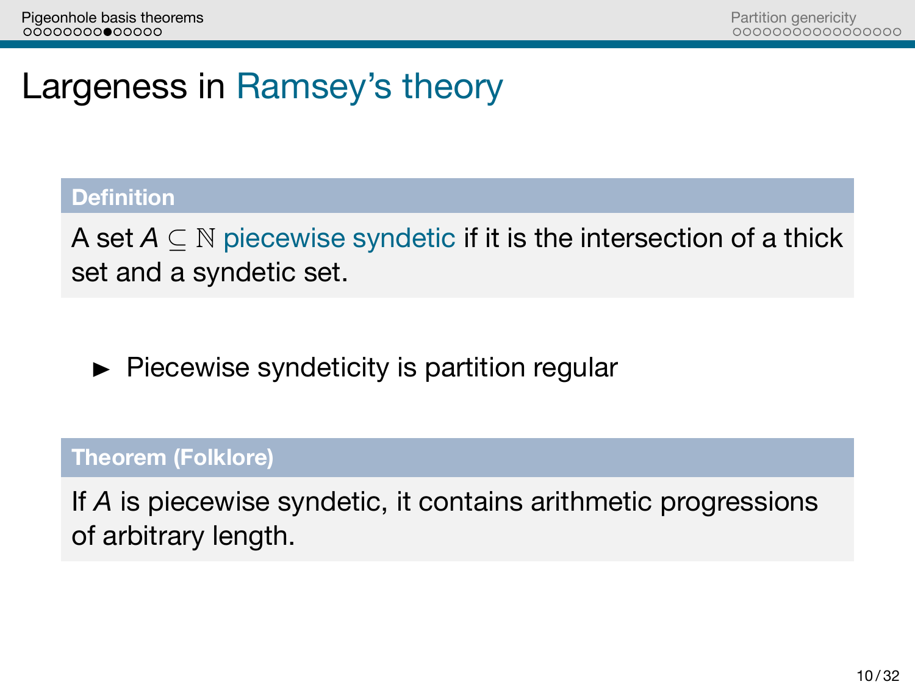# Largeness in Ramsey's theory

**Definition**

A set $A \subseteq \mathbb{N}$ piecewise syndetic if it is the intersection of a thick set and a syndetic set.

- Piecewise syndeticity is partition regular

**Theorem (Folklore)**

If $A$ is piecewise syndetic, it contains arithmetic progressions of arbitrary length.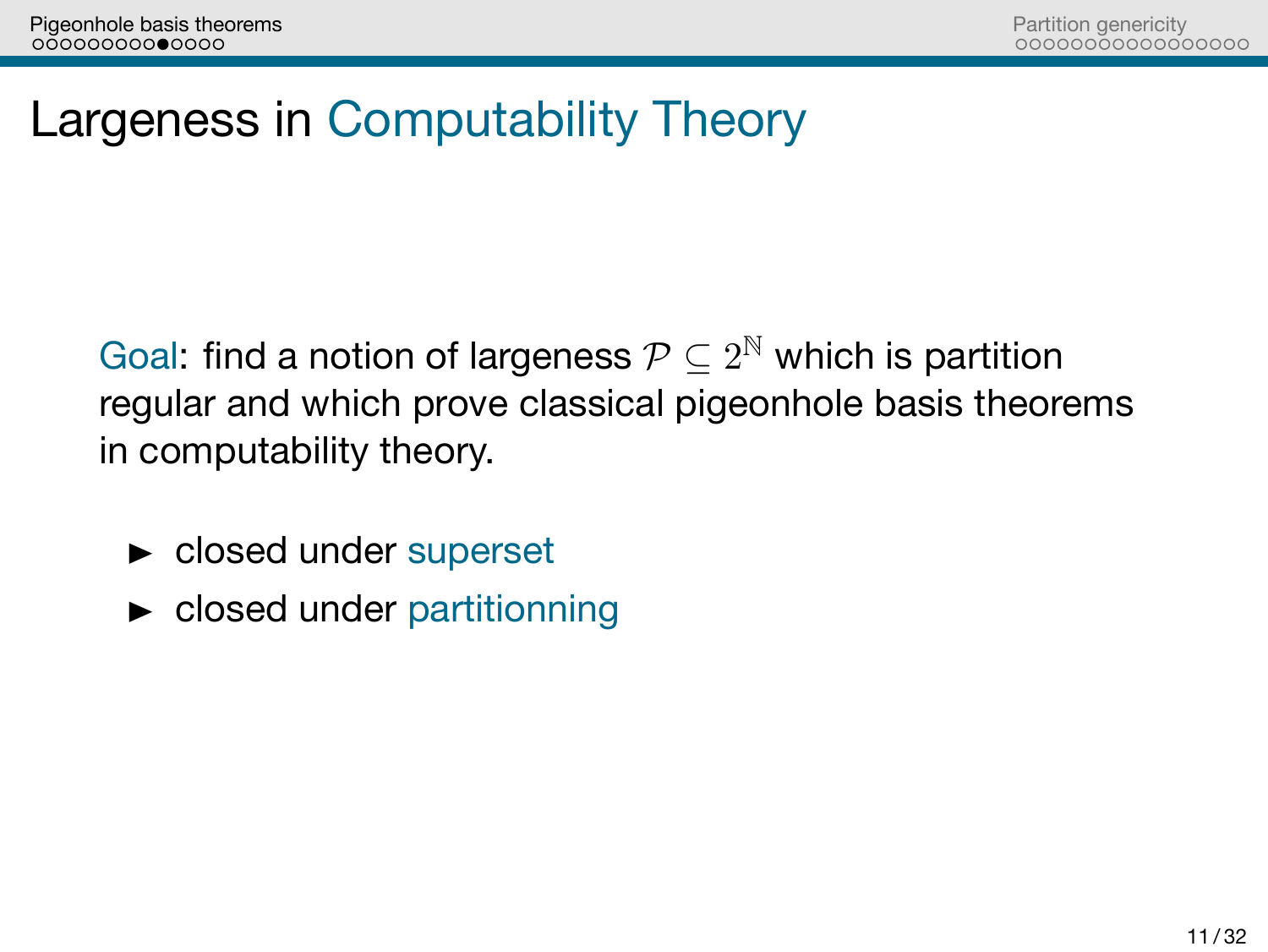# Largeness in Computability Theory

Goal: find a notion of largeness $\mathcal{P} \subseteq 2^{\mathbb{N}}$ which is partition regular and which prove classical pigeonhole basis theorems in computability theory.

- closed under superset
- closed under partitionning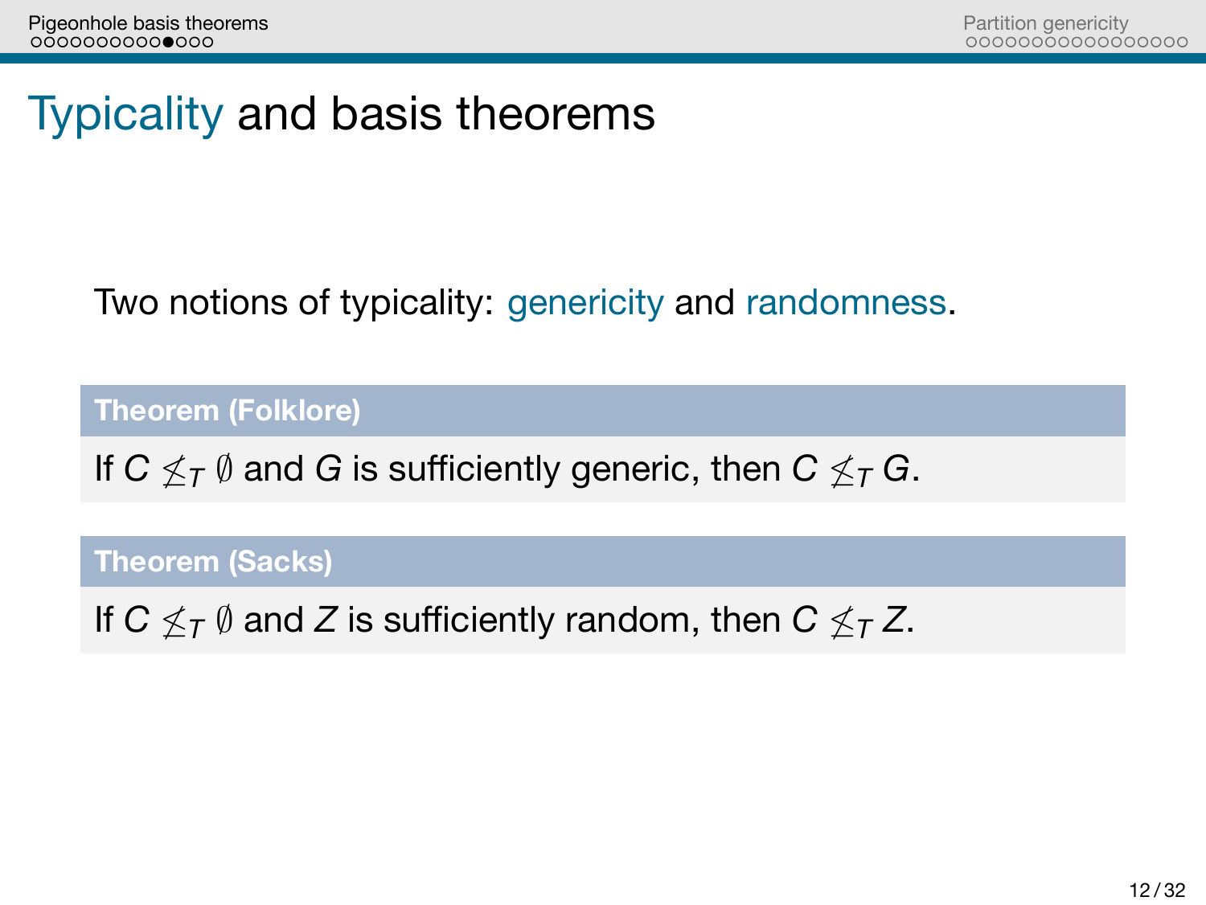# Typicality and basis theorems

Two notions of typicality: genericity and randomness.

**Theorem (Folklore)**

If $C \not\leq_T \emptyset$ and $G$ is sufficiently generic, then $C \not\leq_T G$.

**Theorem (Sacks)**

If $C \not\leq_T \emptyset$ and $Z$ is sufficiently random, then $C \not\leq_T Z$.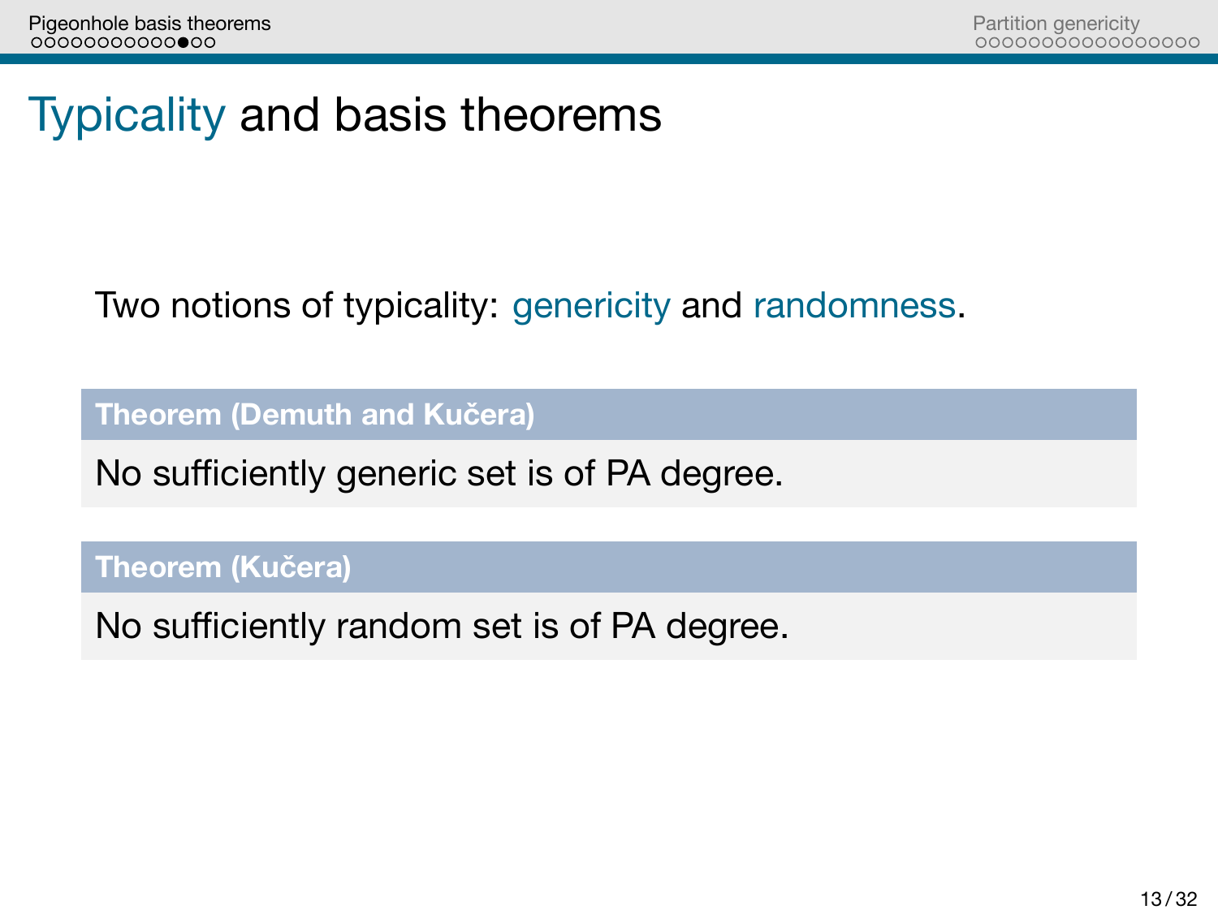# Typicality and basis theorems

Two notions of typicality: genericity and randomness.

**Theorem (Demuth and Kučera)**

No sufficiently generic set is of PA degree.

**Theorem (Kučera)**

No sufficiently random set is of PA degree.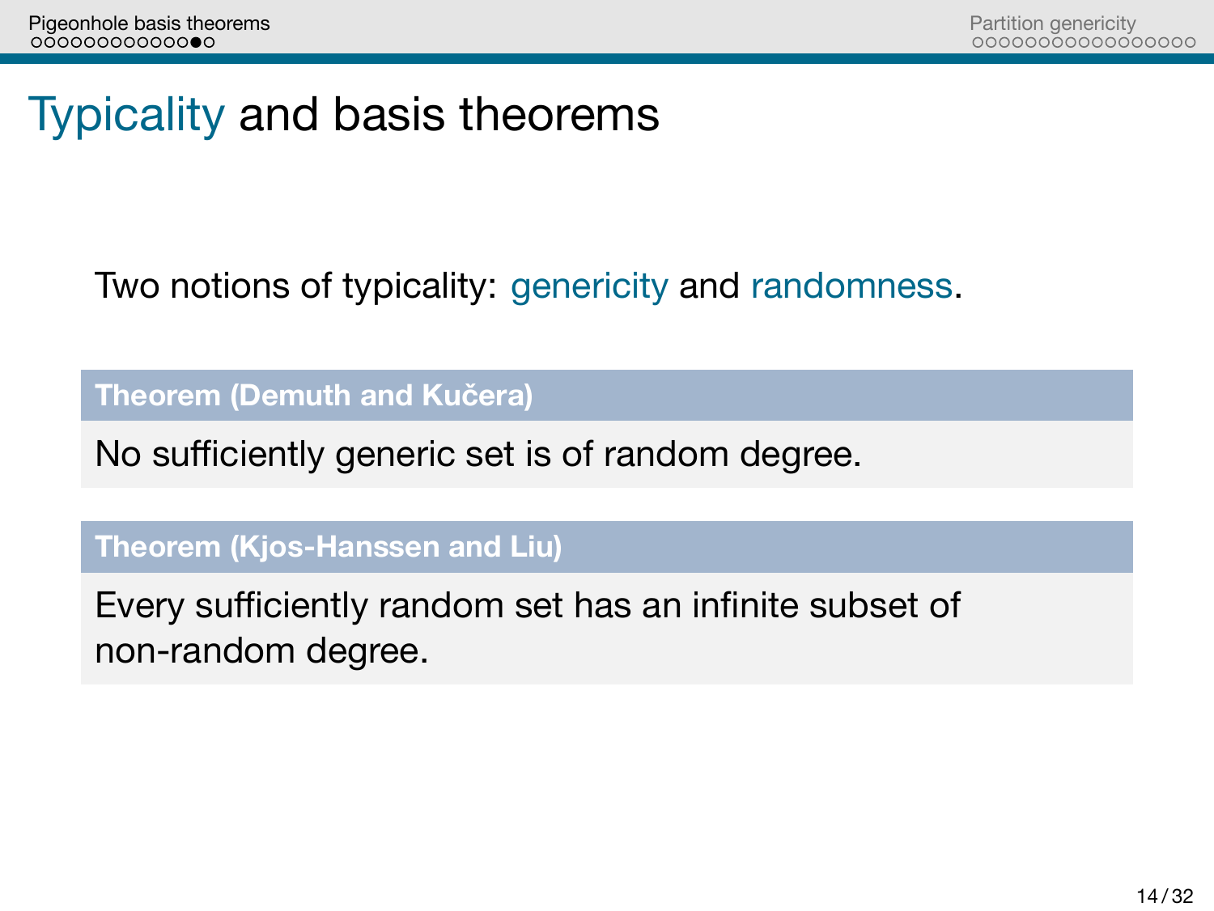# Typicality and basis theorems

Two notions of typicality: genericity and randomness.

**Theorem (Demuth and Kučera)**

No sufficiently generic set is of random degree.

**Theorem (Kjos-Hanssen and Liu)**

Every sufficiently random set has an infinite subset of non-random degree.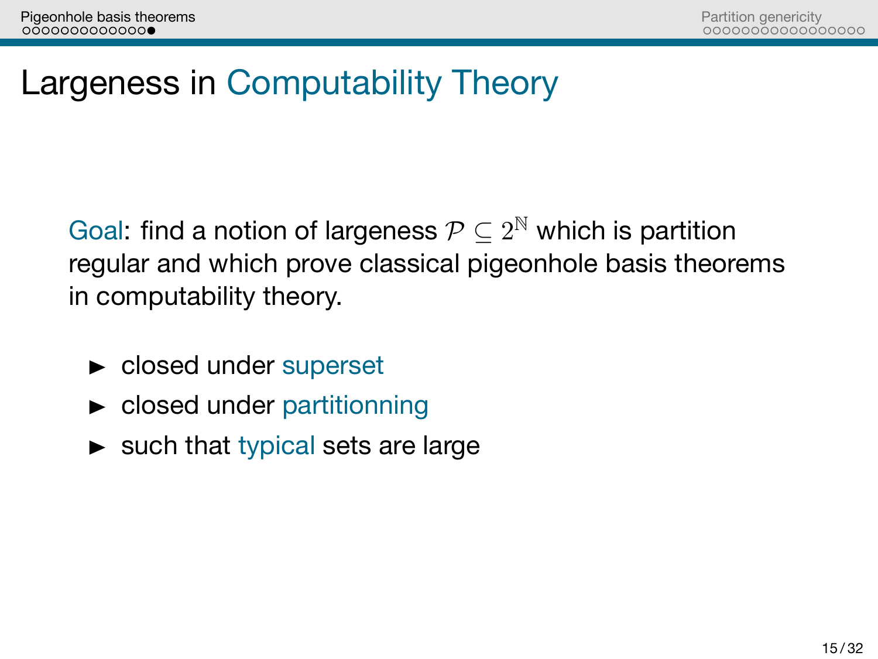# Largeness in Computability Theory

Goal: find a notion of largeness $\mathcal{P} \subseteq 2^{\mathbb{N}}$ which is partition regular and which prove classical pigeonhole basis theorems in computability theory.

- closed under superset
- closed under partitionning
- such that typical sets are large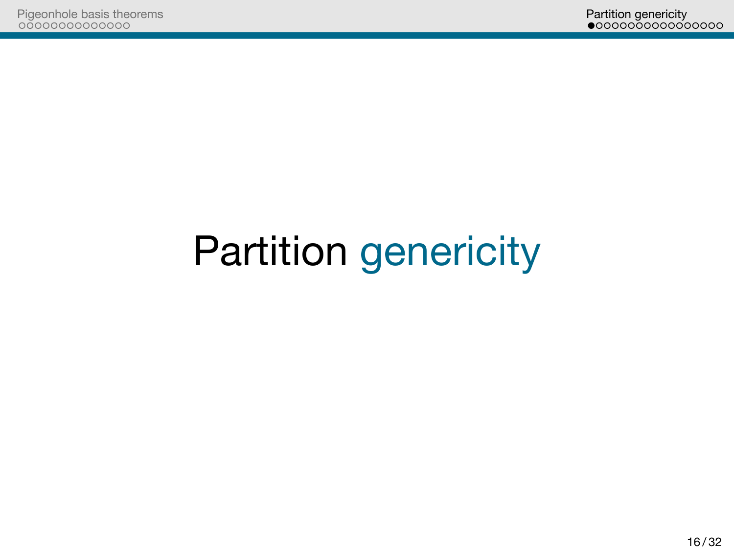# Partition genericity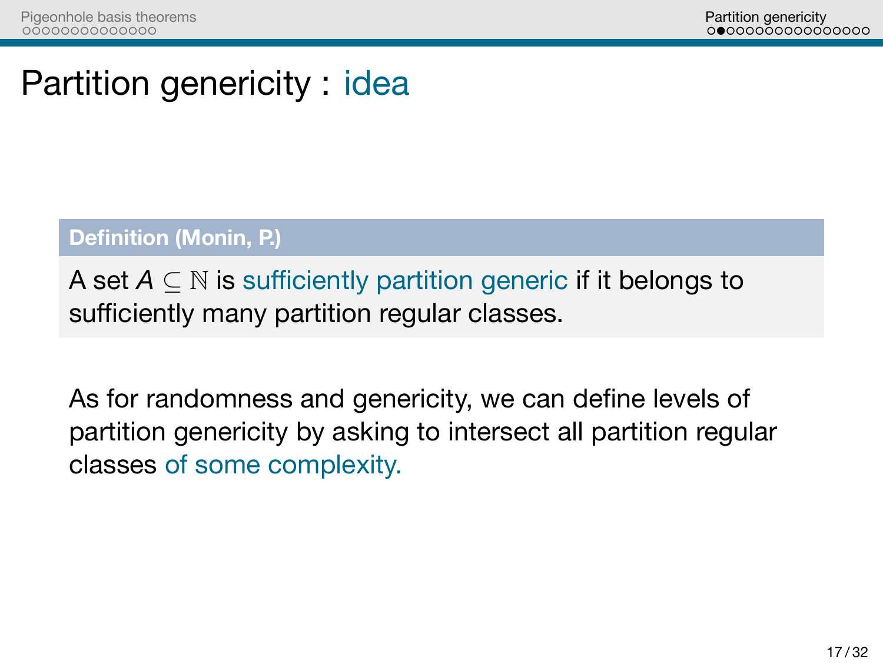# Partition genericity : idea

**Definition (Monin, P.)**

A set $A \subseteq \mathbb{N}$ is sufficiently partition generic if it belongs to sufficiently many partition regular classes.

As for randomness and genericity, we can define levels of partition genericity by asking to intersect all partition regular classes of some complexity.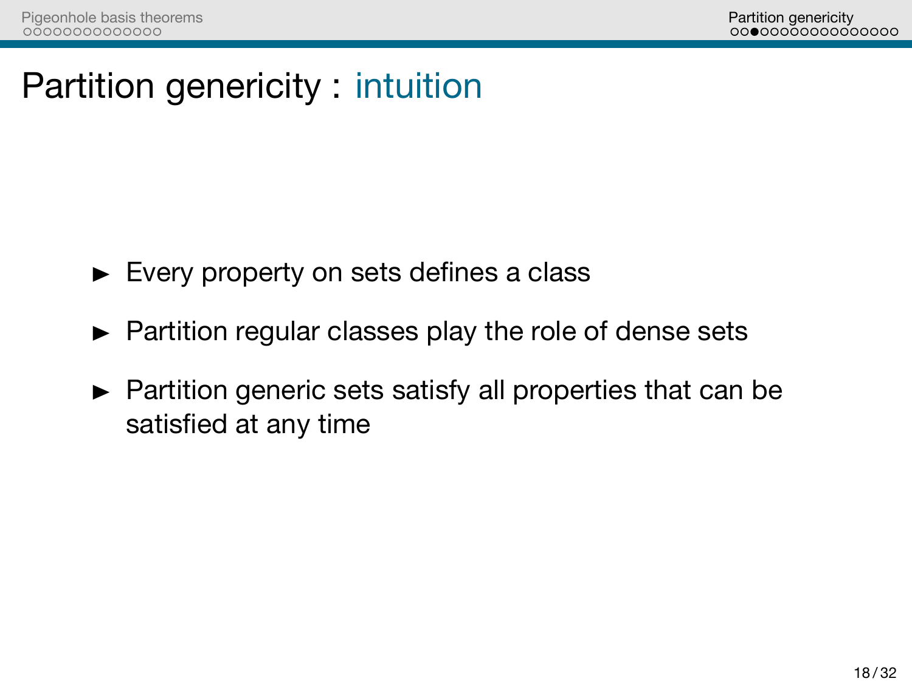# Partition genericity : intuition

- Every property on sets defines a class
- Partition regular classes play the role of dense sets
- Partition generic sets satisfy all properties that can be satisfied at any time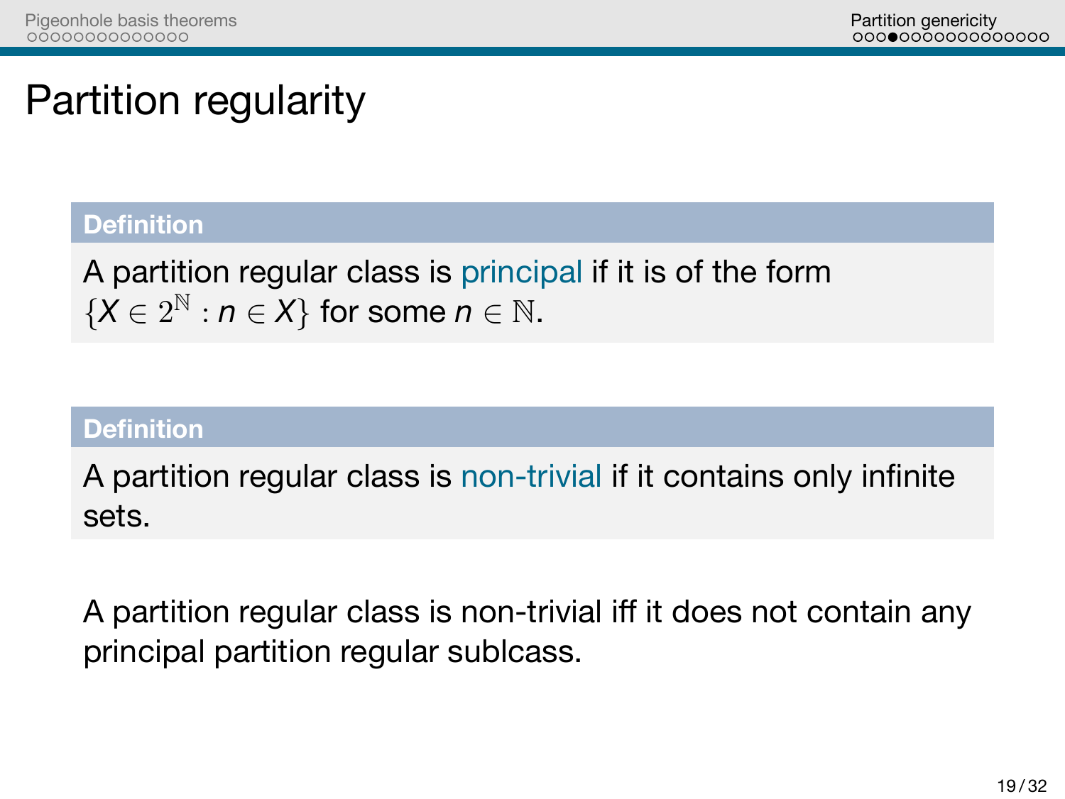# Partition regularity

**Definition**

A partition regular class is principal if it is of the form $\{X \in 2^{\mathbb{N}} : n \in X\}$ for some $n \in \mathbb{N}$.

**Definition**

A partition regular class is non-trivial if it contains only infinite sets.

A partition regular class is non-trivial iff it does not contain any principal partition regular sublcass.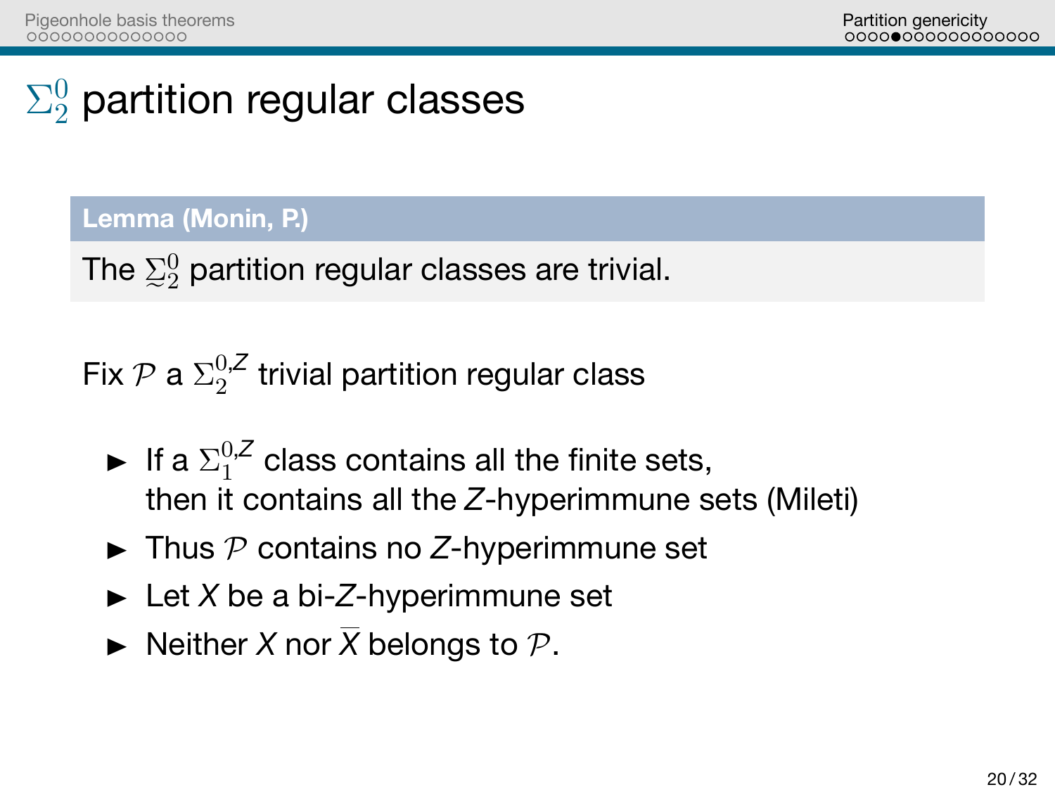# $\Sigma^0_2$ partition regular classes

**Lemma (Monin, P.)**

The $\underset{\sim}{\Sigma}^0_2$ partition regular classes are trivial.

Fix $\mathcal{P}$ a $\Sigma^{0,Z}_2$ trivial partition regular class

- If a $\Sigma^{0,Z}_1$ class contains all the finite sets, then it contains all the $Z$-hyperimmune sets (Mileti)
- Thus $\mathcal{P}$ contains no $Z$-hyperimmune set
- Let $X$ be a bi-$Z$-hyperimmune set
- Neither $X$ nor $\overline{X}$ belongs to $\mathcal{P}$.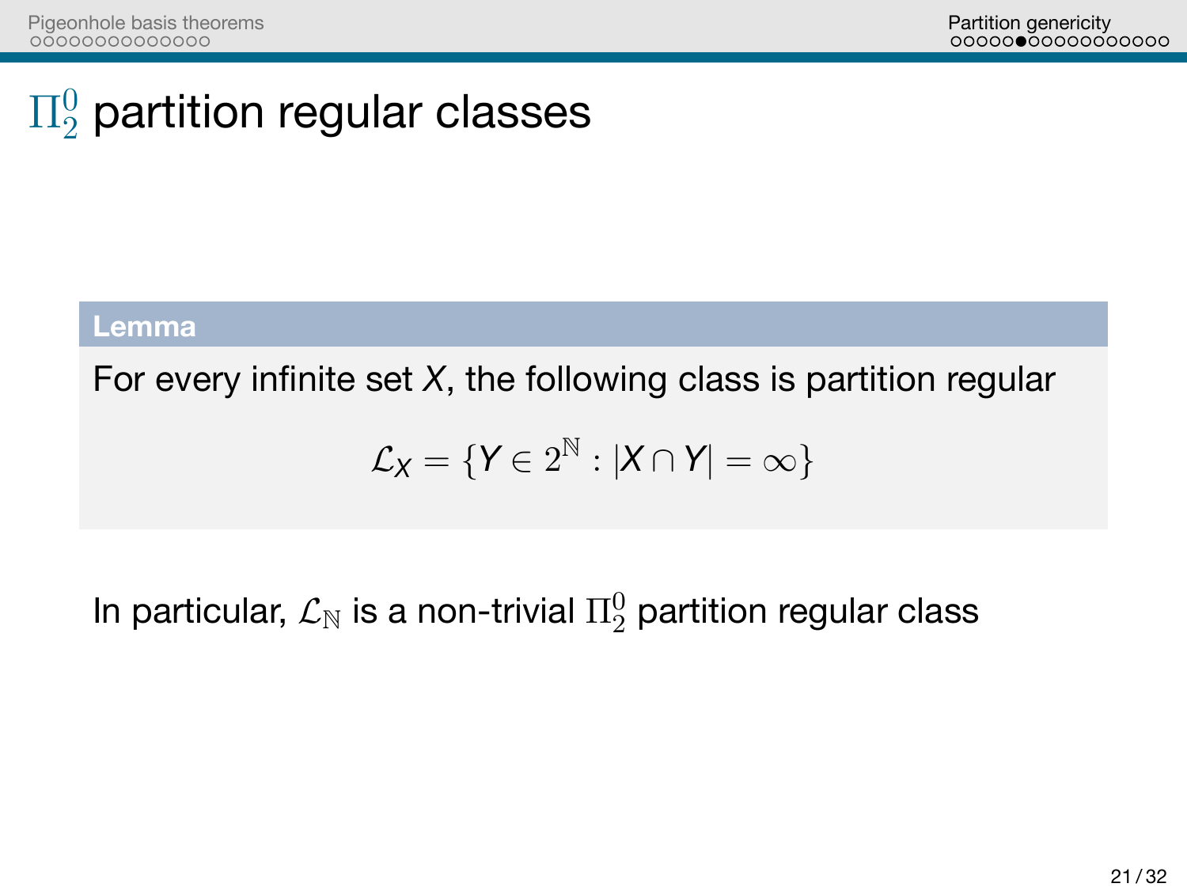# $\Pi^0_2$ partition regular classes

**Lemma**

For every infinite set *X*, the following class is partition regular

$$\mathcal{L}_X = \{Y \in 2^{\mathbb{N}} : |X \cap Y| = \infty\}$$

In particular, $\mathcal{L}_{\mathbb{N}}$ is a non-trivial $\Pi^0_2$ partition regular class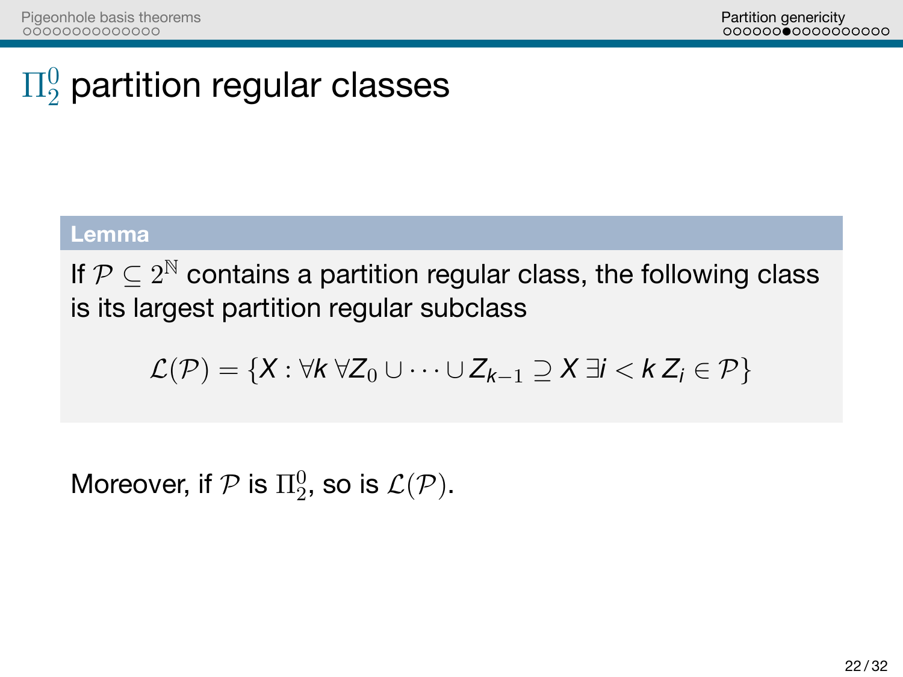# $\Pi^0_2$ partition regular classes

**Lemma**

If $\mathcal{P} \subseteq 2^{\mathbb{N}}$ contains a partition regular class, the following class is its largest partition regular subclass

$$\mathcal{L}(\mathcal{P}) = \{X : \forall k \, \forall Z_0 \cup \dots \cup Z_{k-1} \supseteq X \, \exists i < k \, Z_i \in \mathcal{P}\}$$

Moreover, if $\mathcal{P}$ is $\Pi^0_2$, so is $\mathcal{L}(\mathcal{P})$.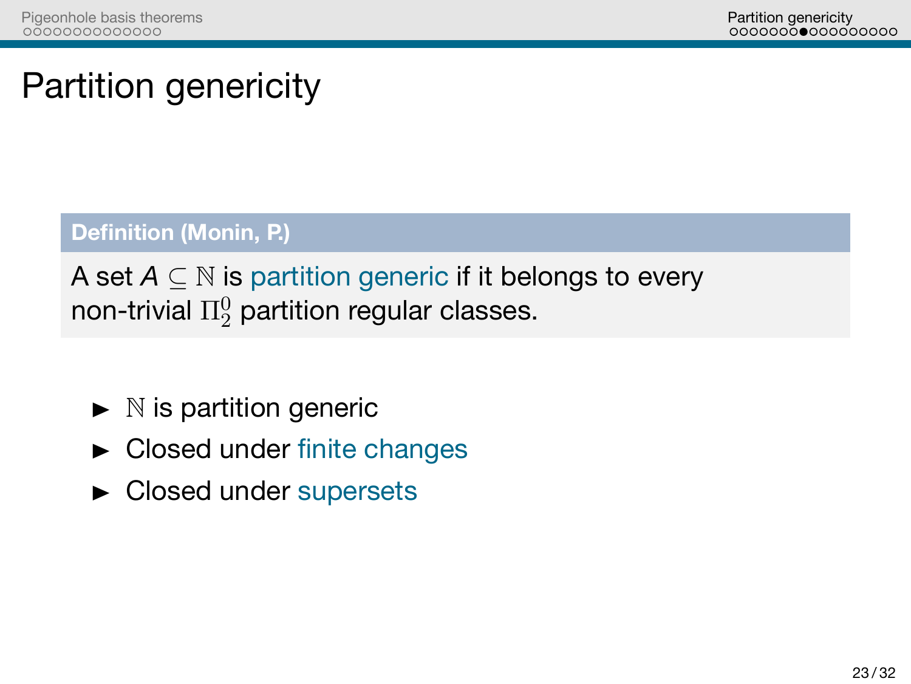# Partition genericity

**Definition (Monin, P.)**

A set $A \subseteq \mathbb{N}$ is partition generic if it belongs to every non-trivial $\Pi^0_2$ partition regular classes.

- $\mathbb{N}$ is partition generic
- Closed under finite changes
- Closed under supersets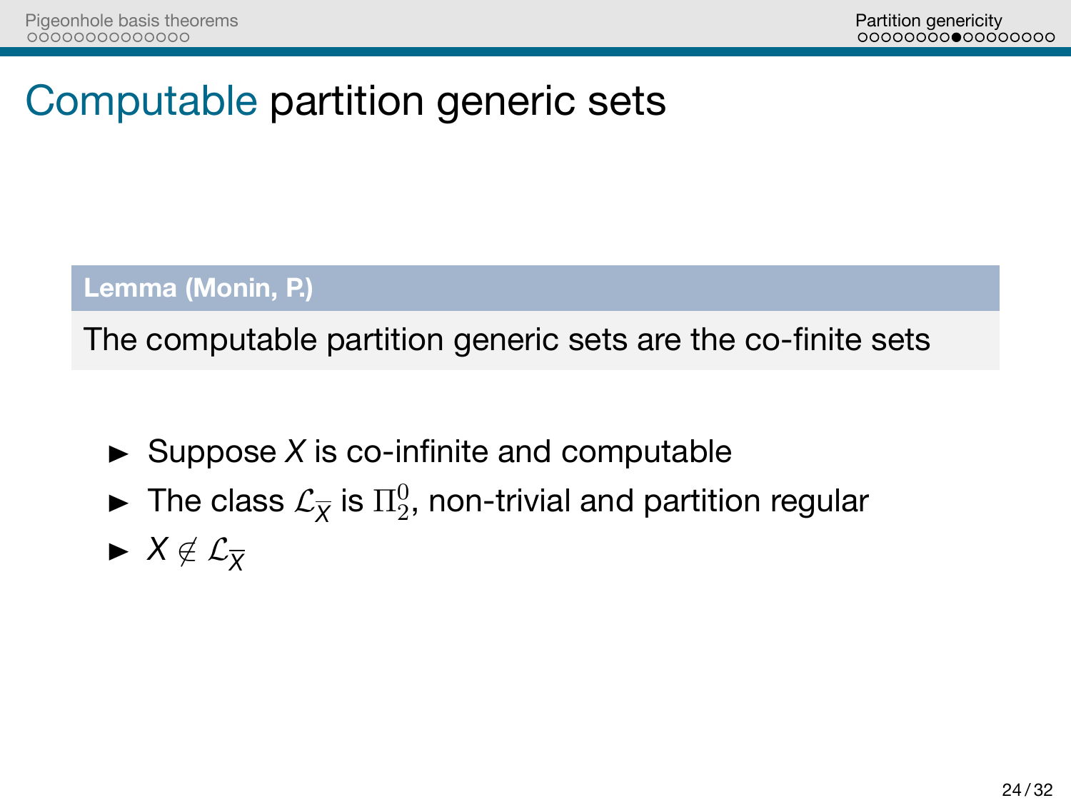# Computable partition generic sets

**Lemma (Monin, P.)**

The computable partition generic sets are the co-finite sets

- Suppose $X$ is co-infinite and computable
- The class $\mathcal{L}_{\overline{X}}$ is $\Pi^0_2$, non-trivial and partition regular
- $X \notin \mathcal{L}_{\overline{X}}$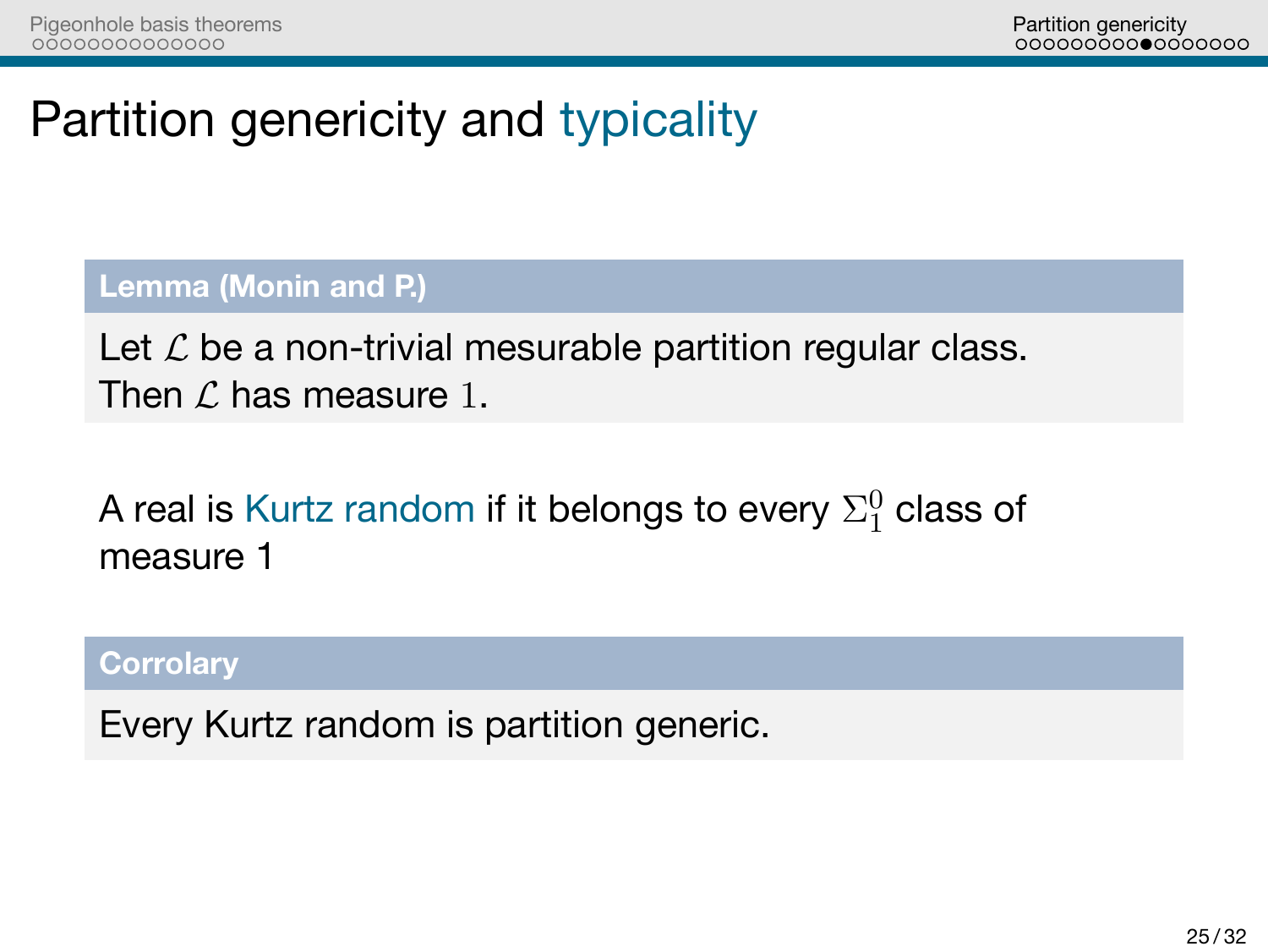# Partition genericity and typicality

**Lemma (Monin and P.)**

Let $\mathcal{L}$ be a non-trivial mesurable partition regular class. Then $\mathcal{L}$ has measure $1$.

A real is Kurtz random if it belongs to every $\Sigma^0_1$ class of measure 1

**Corrolary**

Every Kurtz random is partition generic.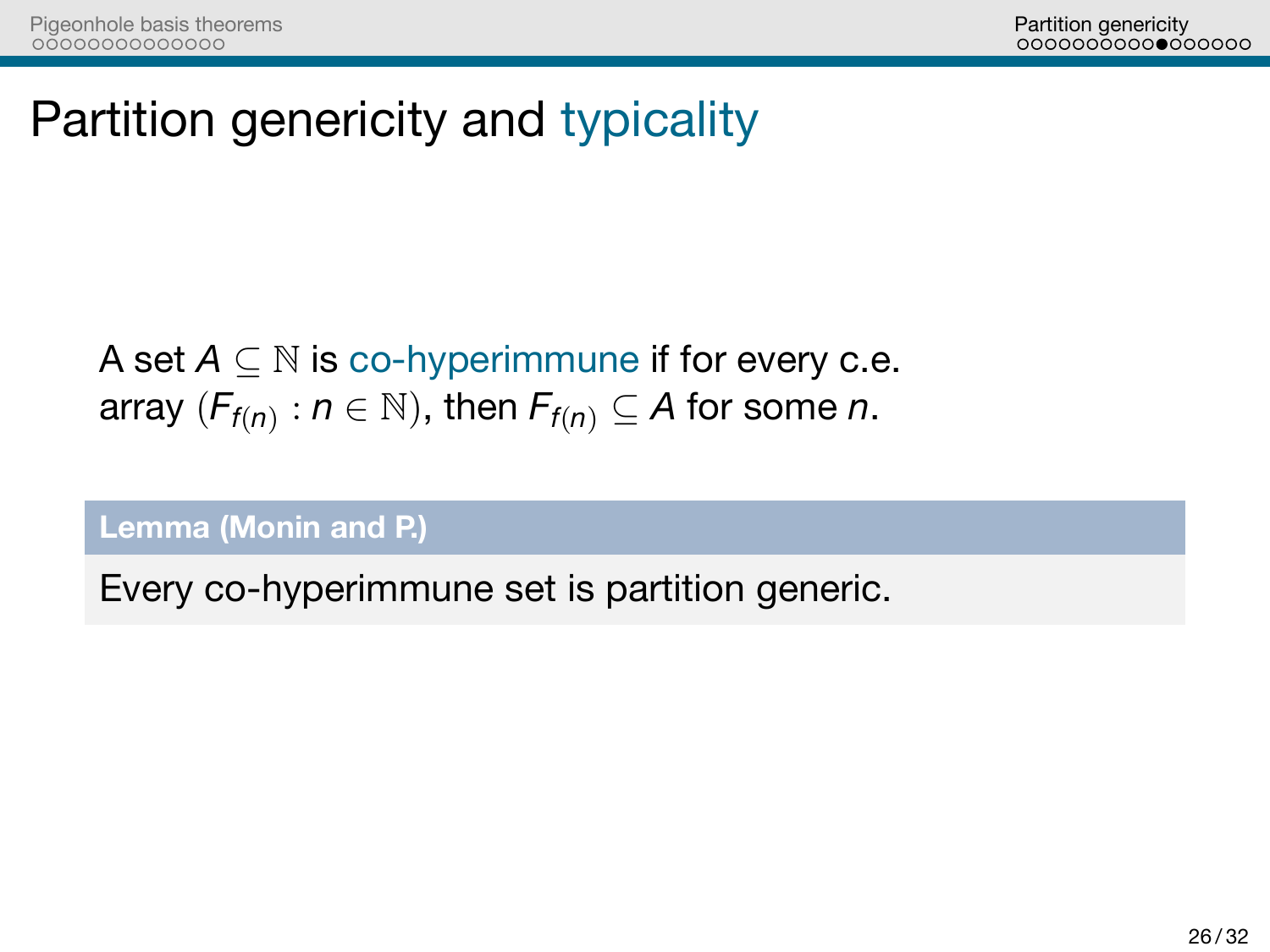# Partition genericity and typicality

A set $A \subseteq \mathbb{N}$ is co-hyperimmune if for every c.e. array $(F_{f(n)} : n \in \mathbb{N})$, then $F_{f(n)} \subseteq A$ for some $n$.

**Lemma (Monin and P.)**

Every co-hyperimmune set is partition generic.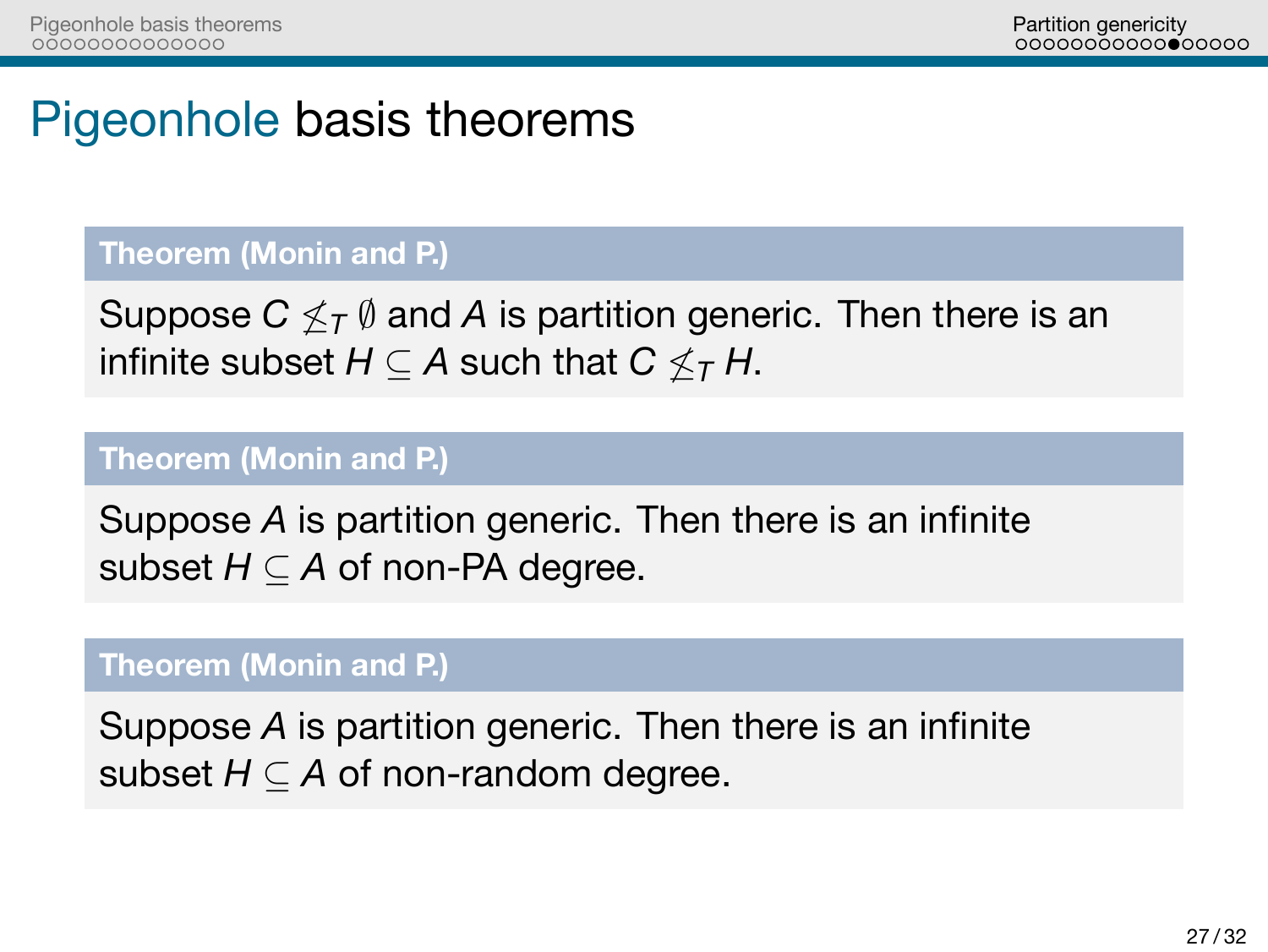# Pigeonhole basis theorems

**Theorem (Monin and P.)**

Suppose $C \not\leq_T \emptyset$ and $A$ is partition generic. Then there is an infinite subset $H \subseteq A$ such that $C \not\leq_T H$.

**Theorem (Monin and P.)**

Suppose $A$ is partition generic. Then there is an infinite subset $H \subseteq A$ of non-PA degree.

**Theorem (Monin and P.)**

Suppose $A$ is partition generic. Then there is an infinite subset $H \subseteq A$ of non-random degree.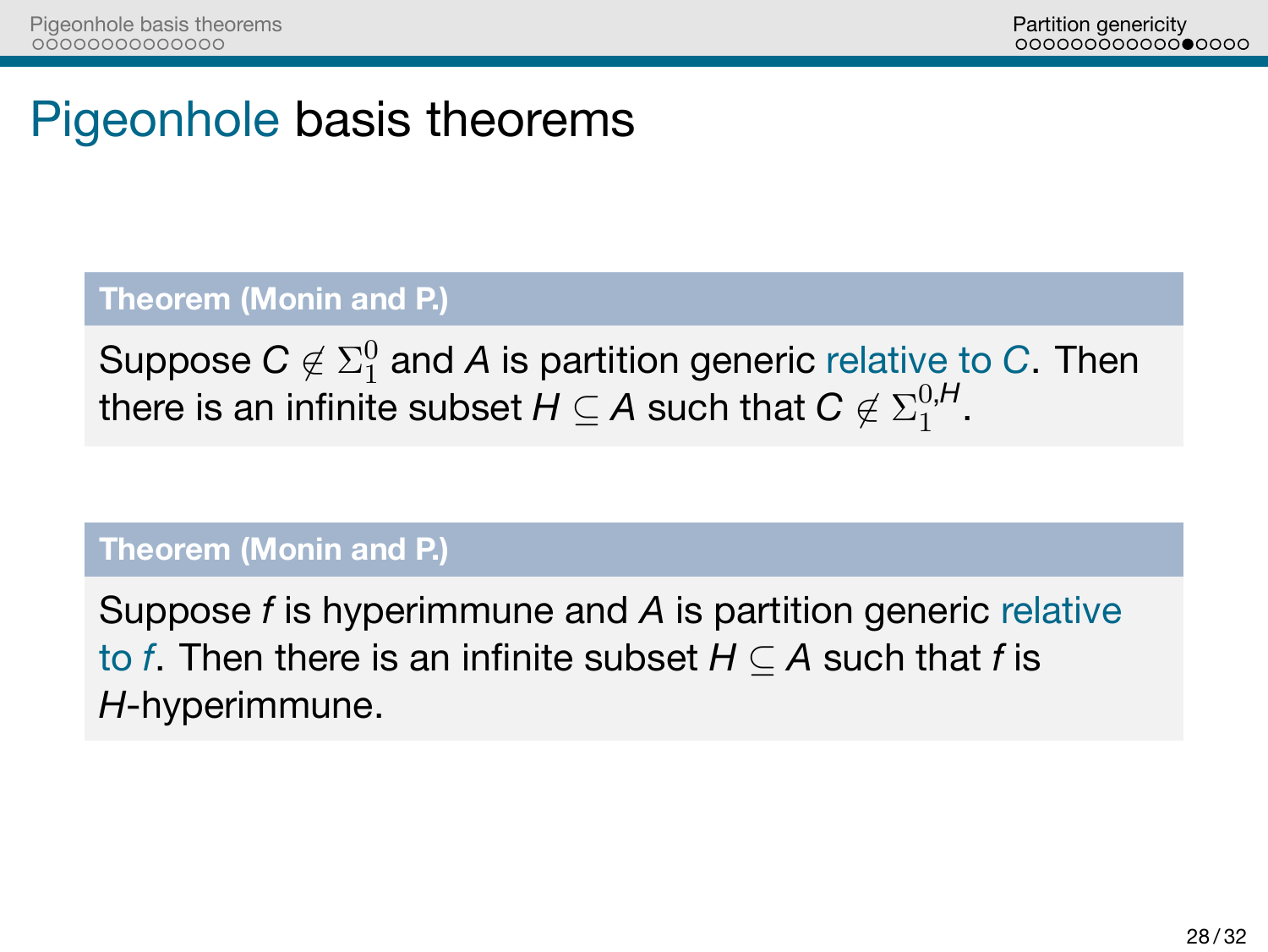# Pigeonhole basis theorems

**Theorem (Monin and P.)**

Suppose $C \notin \Sigma^0_1$ and $A$ is partition generic relative to $C$. Then there is an infinite subset $H \subseteq A$ such that $C \notin \Sigma^{0,H}_1$.

**Theorem (Monin and P.)**

Suppose $f$ is hyperimmune and $A$ is partition generic relative to $f$. Then there is an infinite subset $H \subseteq A$ such that $f$ is $H$-hyperimmune.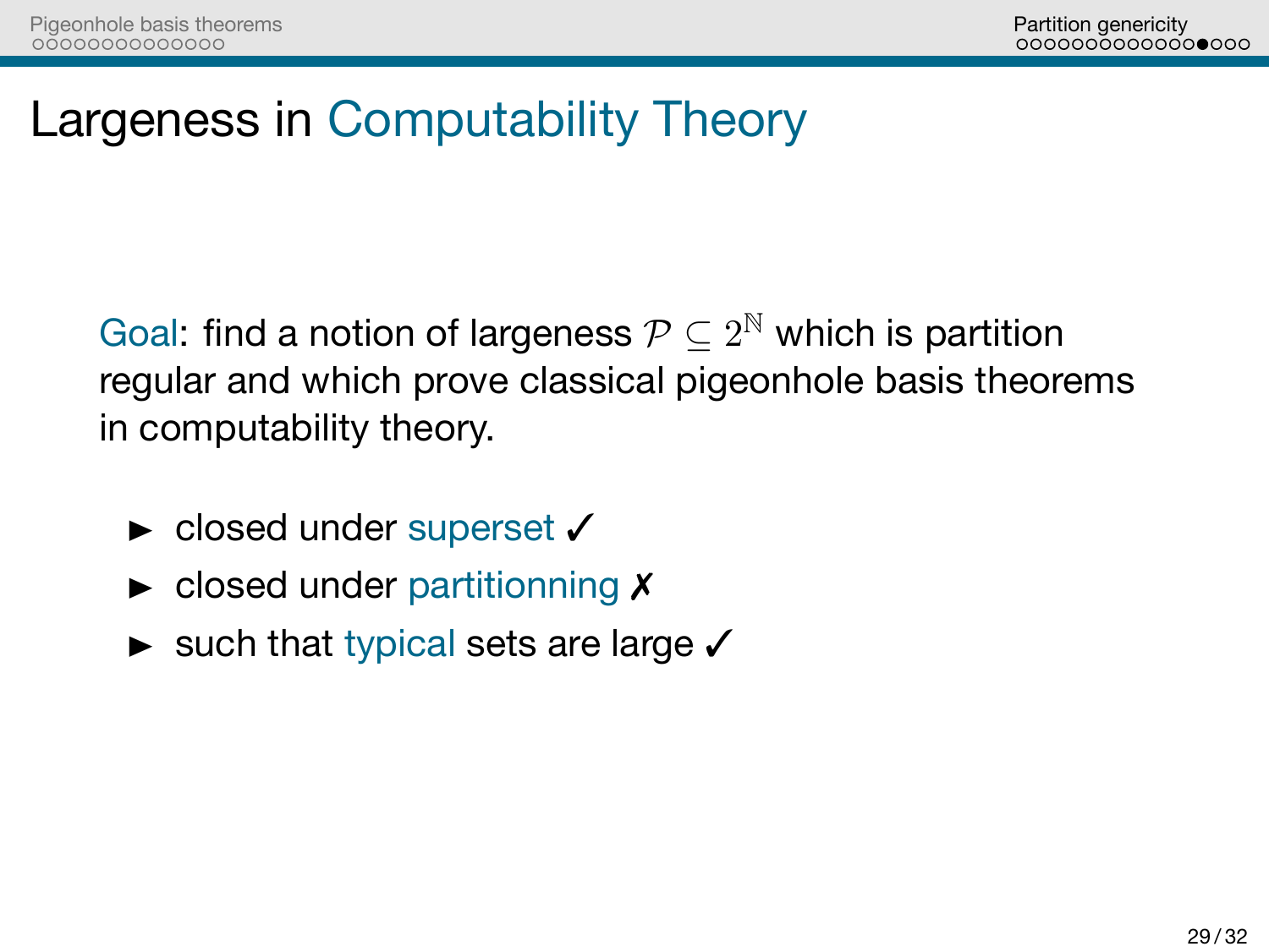# Largeness in Computability Theory

Goal: find a notion of largeness $\mathcal{P} \subseteq 2^{\mathbb{N}}$ which is partition regular and which prove classical pigeonhole basis theorems in computability theory.

- closed under superset ✓
- closed under partitionning ✗
- such that typical sets are large ✓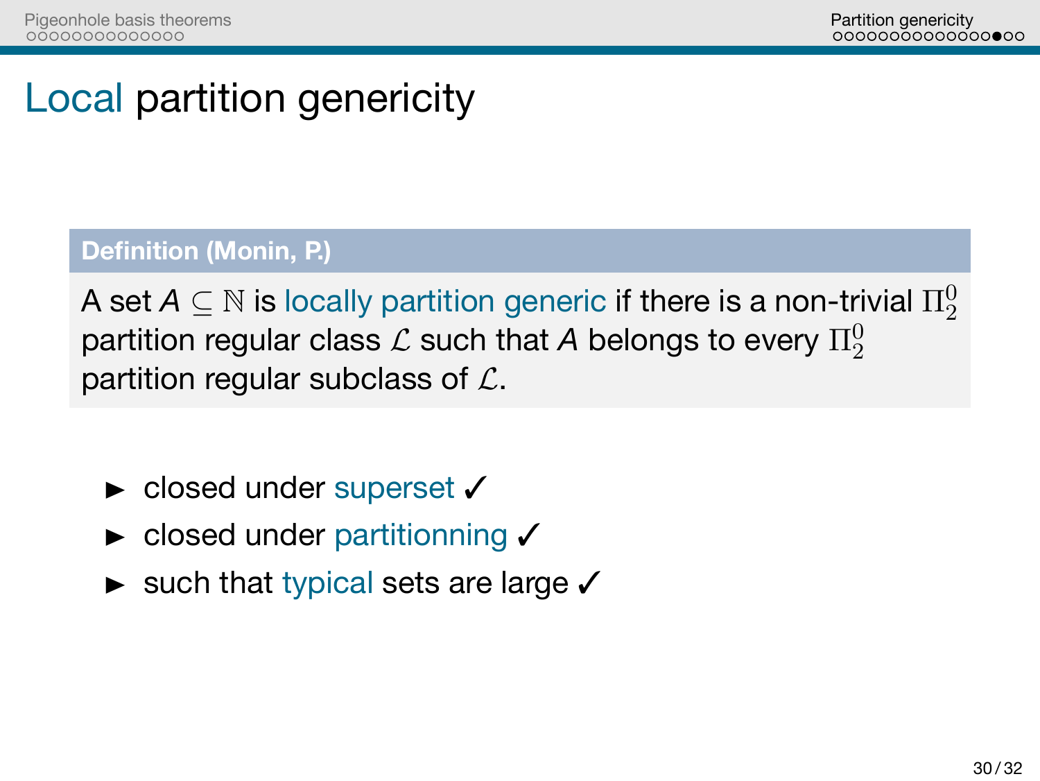# Local partition genericity

**Definition (Monin, P.)**

A set $A \subseteq \mathbb{N}$ is locally partition generic if there is a non-trivial $\Pi^0_2$ partition regular class $\mathcal{L}$ such that $A$ belongs to every $\Pi^0_2$ partition regular subclass of $\mathcal{L}$.

- closed under superset ✓
- closed under partitionning ✓
- such that typical sets are large ✓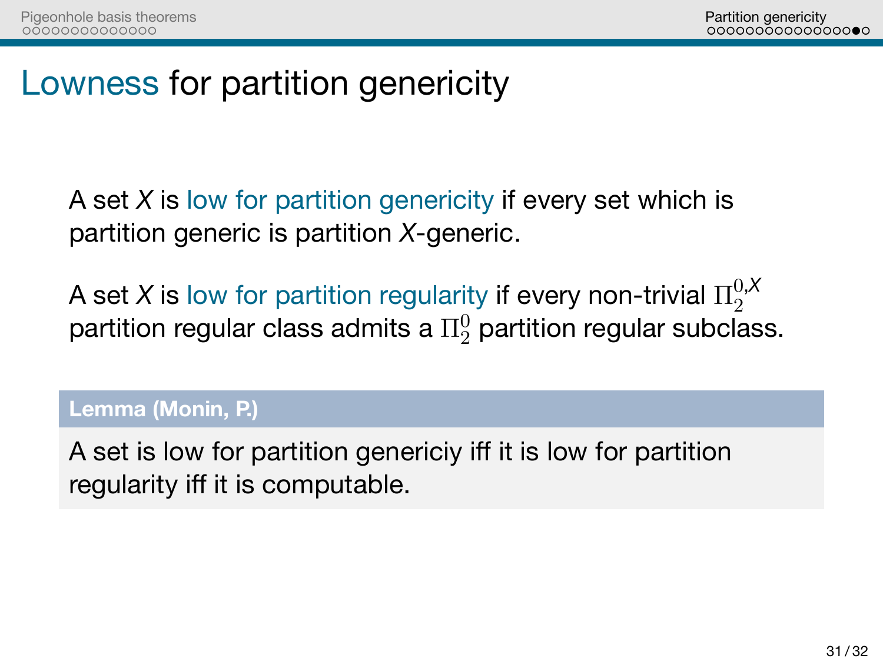# Lowness for partition genericity

A set *X* is low for partition genericity if every set which is partition generic is partition *X*-generic.

A set *X* is low for partition regularity if every non-trivial $\Pi^{0,X}_2$ partition regular class admits a $\Pi^0_2$ partition regular subclass.

**Lemma (Monin, P.)**

A set is low for partition genericiy iff it is low for partition regularity iff it is computable.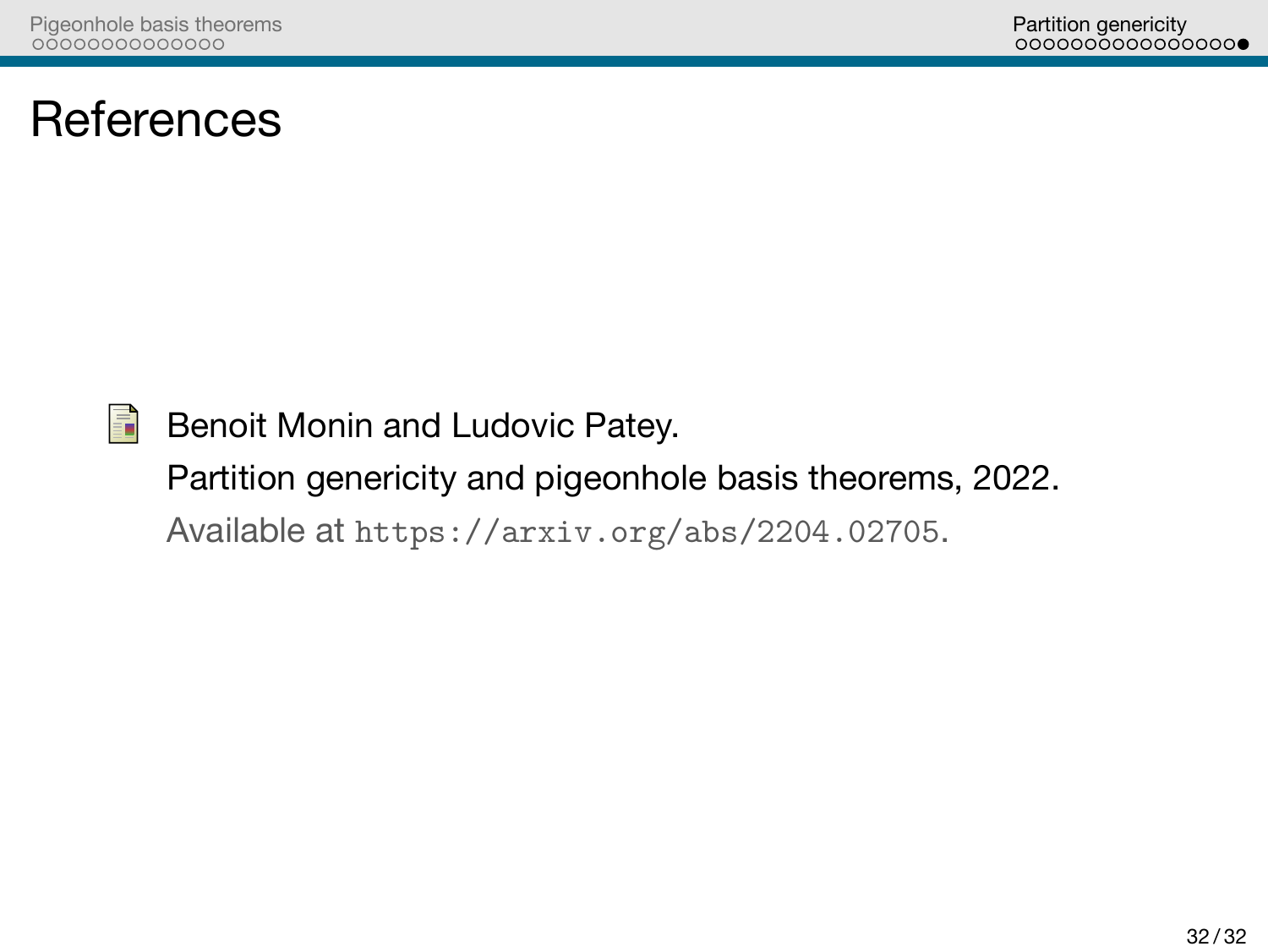# References

- Benoit Monin and Ludovic Patey.
  Partition genericity and pigeonhole basis theorems, 2022.
  Available at https://arxiv.org/abs/2204.02705.